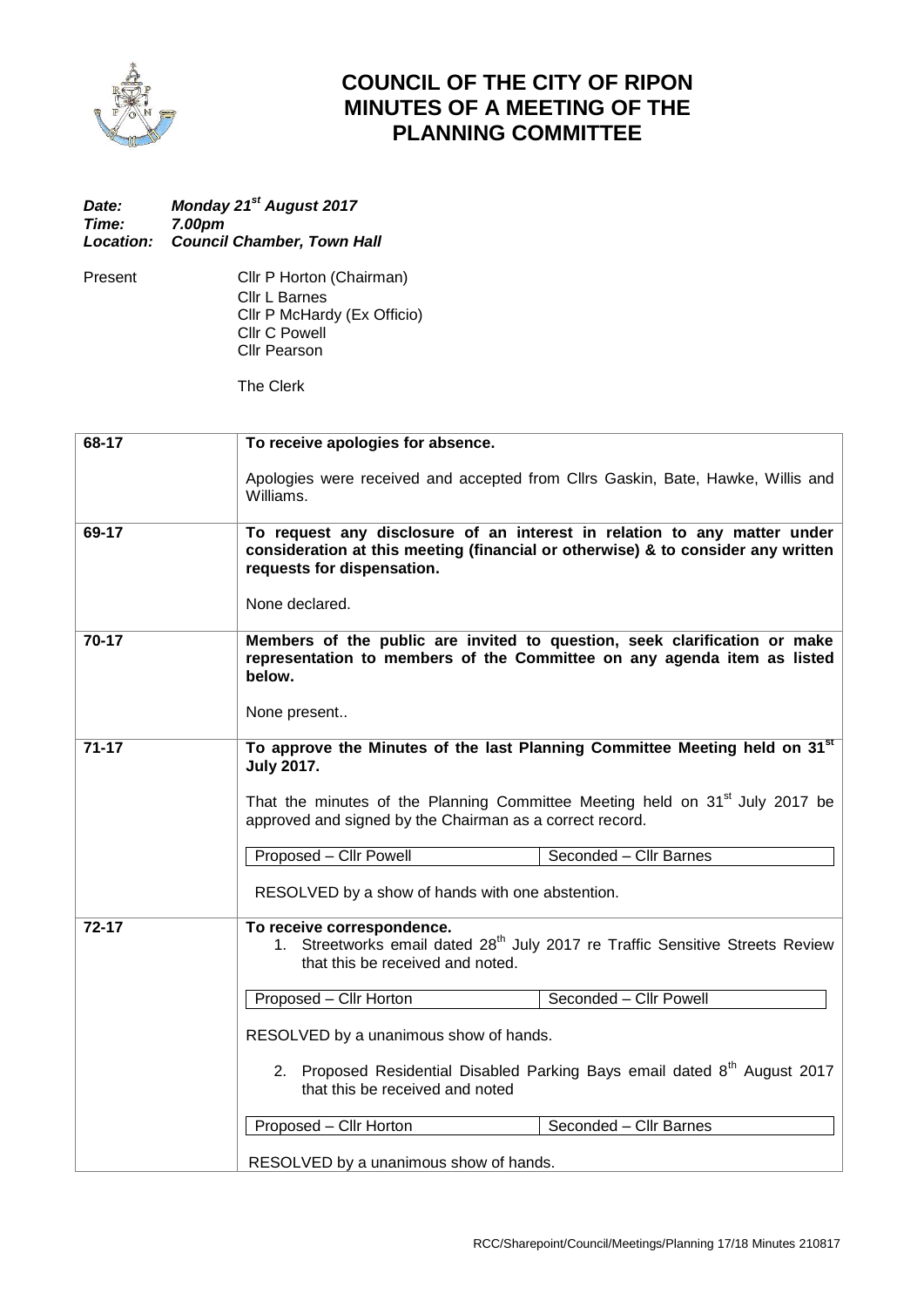# COUNCIL OF THE CITY OF RIPON
# MINUTES OF A MEETING OF THE
# PLANNING COMMITTEE

***Date:*** ***Monday 21st August 2017***
***Time:*** ***7.00pm***
***Location:*** ***Council Chamber, Town Hall***

Present

Cllr P Horton (Chairman)
Cllr L Barnes
Cllr P McHardy (Ex Officio)
Cllr C Powell
Cllr Pearson

The Clerk

| | |
|---|---|
| 68-17 | **To receive apologies for absence.**<br><br>Apologies were received and accepted from Cllrs Gaskin, Bate, Hawke, Willis and Williams. |
| 69-17 | **To request any disclosure of an interest in relation to any matter under consideration at this meeting (financial or otherwise) & to consider any written requests for dispensation.**<br><br>None declared. |
| 70-17 | **Members of the public are invited to question, seek clarification or make representation to members of the Committee on any agenda item as listed below.**<br><br>None present.. |
| 71-17 | **To approve the Minutes of the last Planning Committee Meeting held on 31st July 2017.**<br><br>That the minutes of the Planning Committee Meeting held on 31st July 2017 be approved and signed by the Chairman as a correct record.<br><br>Proposed – Cllr Powell \| Seconded – Cllr Barnes<br><br>RESOLVED by a show of hands with one abstention. |
| 72-17 | **To receive correspondence.**<br>1. Streetworks email dated 28th July 2017 re Traffic Sensitive Streets Review that this be received and noted.<br><br>Proposed – Cllr Horton \| Seconded – Cllr Powell<br><br>RESOLVED by a unanimous show of hands.<br><br>2. Proposed Residential Disabled Parking Bays email dated 8th August 2017 that this be received and noted<br><br>Proposed – Cllr Horton \| Seconded – Cllr Barnes<br><br>RESOLVED by a unanimous show of hands. |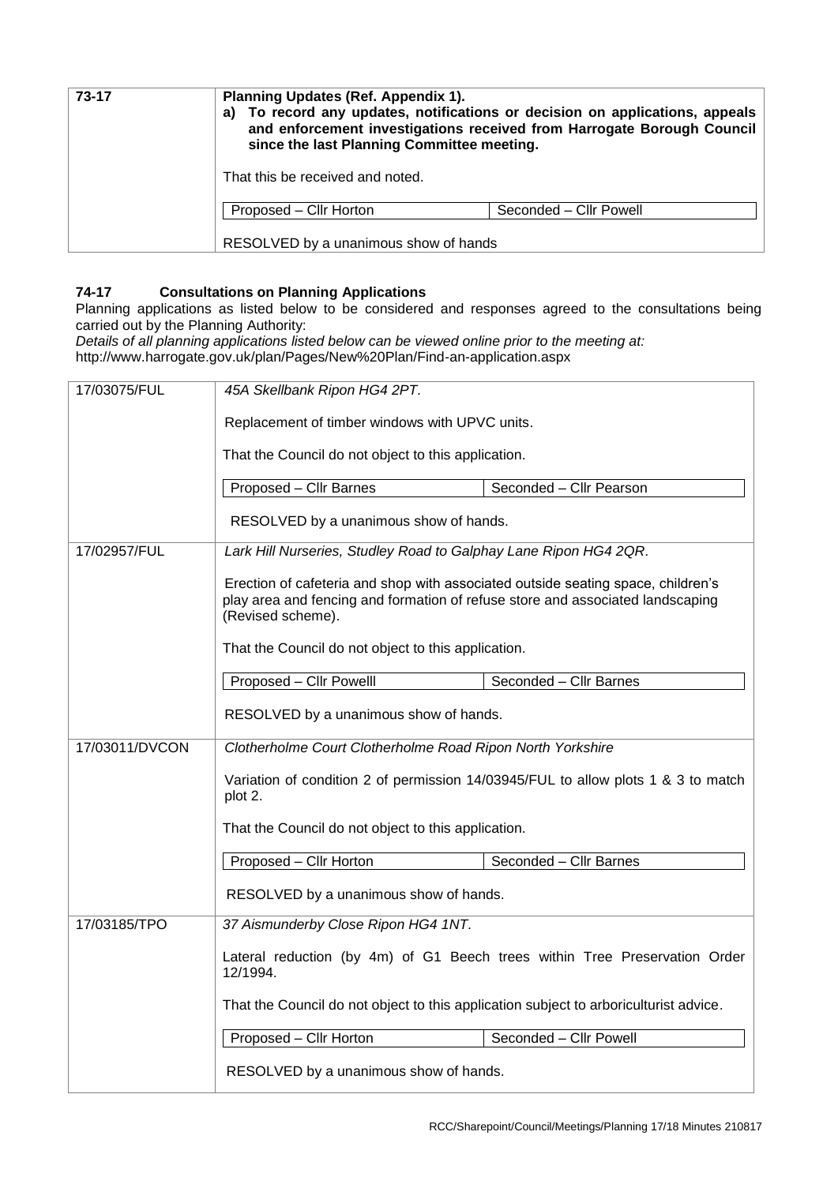| 73-17 | **Planning Updates (Ref. Appendix 1).** **a) To record any updates, notifications or decision on applications, appeals and enforcement investigations received from Harrogate Borough Council since the last Planning Committee meeting.** That this be received and noted. Proposed – Cllr Horton / Seconded – Cllr Powell. RESOLVED by a unanimous show of hands |
|---|---|

### 74-17 Consultations on Planning Applications

Planning applications as listed below to be considered and responses agreed to the consultations being carried out by the Planning Authority:

*Details of all planning applications listed below can be viewed online prior to the meeting at:*
http://www.harrogate.gov.uk/plan/Pages/New%20Plan/Find-an-application.aspx

| Application | Details |
|---|---|
| 17/03075/FUL | *45A Skellbank Ripon HG4 2PT.* Replacement of timber windows with UPVC units. That the Council do not object to this application. Proposed – Cllr Barnes / Seconded – Cllr Pearson. RESOLVED by a unanimous show of hands. |
| 17/02957/FUL | *Lark Hill Nurseries, Studley Road to Galphay Lane Ripon HG4 2QR.* Erection of cafeteria and shop with associated outside seating space, children's play area and fencing and formation of refuse store and associated landscaping (Revised scheme). That the Council do not object to this application. Proposed – Cllr Powelll / Seconded – Cllr Barnes. RESOLVED by a unanimous show of hands. |
| 17/03011/DVCON | *Clotherholme Court Clotherholme Road Ripon North Yorkshire* Variation of condition 2 of permission 14/03945/FUL to allow plots 1 & 3 to match plot 2. That the Council do not object to this application. Proposed – Cllr Horton / Seconded – Cllr Barnes. RESOLVED by a unanimous show of hands. |
| 17/03185/TPO | *37 Aismunderby Close Ripon HG4 1NT.* Lateral reduction (by 4m) of G1 Beech trees within Tree Preservation Order 12/1994. That the Council do not object to this application subject to arboriculturist advice. Proposed – Cllr Horton / Seconded – Cllr Powell. RESOLVED by a unanimous show of hands. |

RCC/Sharepoint/Council/Meetings/Planning 17/18 Minutes 210817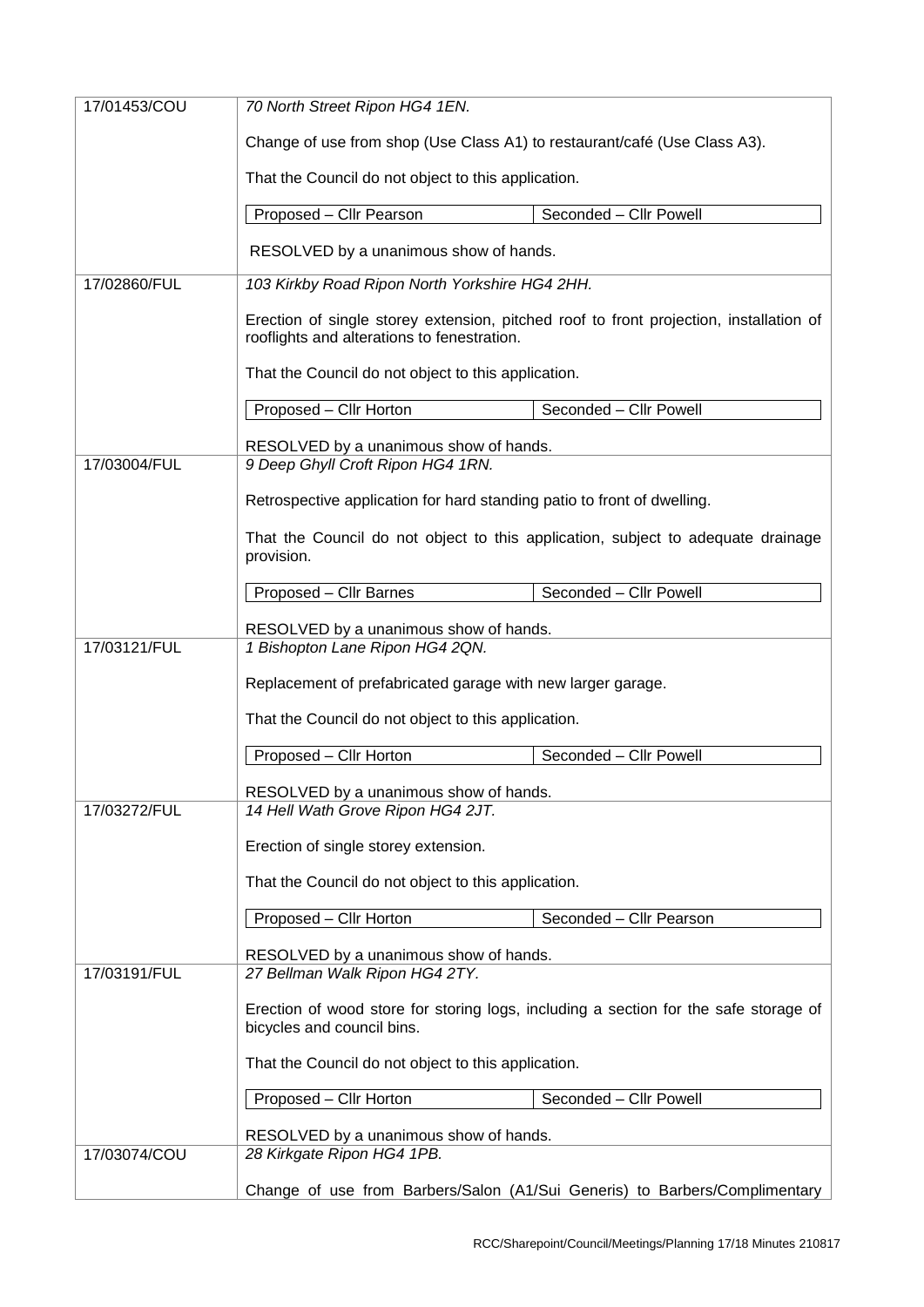| | |
|---|---|
| 17/01453/COU | *70 North Street Ripon HG4 1EN.*<br><br>Change of use from shop (Use Class A1) to restaurant/café (Use Class A3).<br><br>That the Council do not object to this application.<br><br>Proposed – Cllr Pearson \| Seconded – Cllr Powell<br><br>RESOLVED by a unanimous show of hands. |
| 17/02860/FUL | *103 Kirkby Road Ripon North Yorkshire HG4 2HH.*<br><br>Erection of single storey extension, pitched roof to front projection, installation of rooflights and alterations to fenestration.<br><br>That the Council do not object to this application.<br><br>Proposed – Cllr Horton \| Seconded – Cllr Powell<br><br>RESOLVED by a unanimous show of hands. |
| 17/03004/FUL | *9 Deep Ghyll Croft Ripon HG4 1RN.*<br><br>Retrospective application for hard standing patio to front of dwelling.<br><br>That the Council do not object to this application, subject to adequate drainage provision.<br><br>Proposed – Cllr Barnes \| Seconded – Cllr Powell<br><br>RESOLVED by a unanimous show of hands. |
| 17/03121/FUL | *1 Bishopton Lane Ripon HG4 2QN.*<br><br>Replacement of prefabricated garage with new larger garage.<br><br>That the Council do not object to this application.<br><br>Proposed – Cllr Horton \| Seconded – Cllr Powell<br><br>RESOLVED by a unanimous show of hands. |
| 17/03272/FUL | *14 Hell Wath Grove Ripon HG4 2JT.*<br><br>Erection of single storey extension.<br><br>That the Council do not object to this application.<br><br>Proposed – Cllr Horton \| Seconded – Cllr Pearson<br><br>RESOLVED by a unanimous show of hands. |
| 17/03191/FUL | *27 Bellman Walk Ripon HG4 2TY.*<br><br>Erection of wood store for storing logs, including a section for the safe storage of bicycles and council bins.<br><br>That the Council do not object to this application.<br><br>Proposed – Cllr Horton \| Seconded – Cllr Powell<br><br>RESOLVED by a unanimous show of hands. |
| 17/03074/COU | *28 Kirkgate Ripon HG4 1PB.*<br><br>Change of use from Barbers/Salon (A1/Sui Generis) to Barbers/Complimentary |

RCC/Sharepoint/Council/Meetings/Planning 17/18 Minutes 210817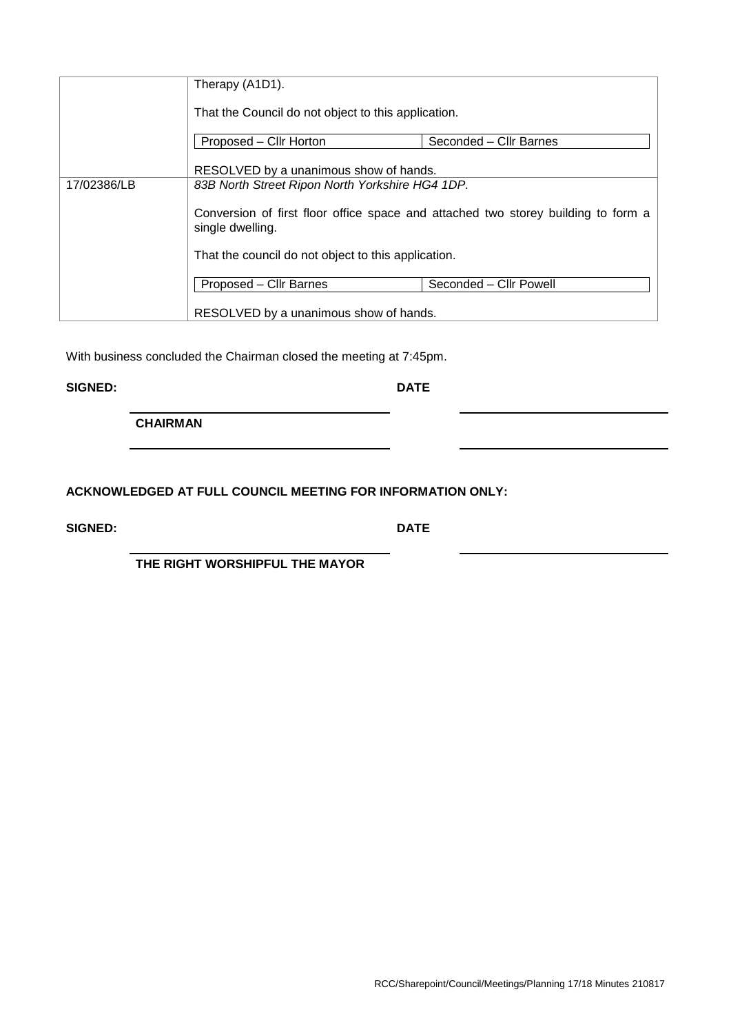| | |
|---|---|
| | Therapy (A1D1).<br><br>That the Council do not object to this application.<br><br>Proposed – Cllr Horton \| Seconded – Cllr Barnes<br><br>RESOLVED by a unanimous show of hands. |
| 17/02386/LB | *83B North Street Ripon North Yorkshire HG4 1DP.*<br><br>Conversion of first floor office space and attached two storey building to form a single dwelling.<br><br>That the council do not object to this application.<br><br>Proposed – Cllr Barnes \| Seconded – Cllr Powell<br><br>RESOLVED by a unanimous show of hands. |

With business concluded the Chairman closed the meeting at 7:45pm.

**SIGNED:** **DATE**

**CHAIRMAN**

**ACKNOWLEDGED AT FULL COUNCIL MEETING FOR INFORMATION ONLY:**

**SIGNED:** **DATE**

**THE RIGHT WORSHIPFUL THE MAYOR**

RCC/Sharepoint/Council/Meetings/Planning 17/18 Minutes 210817